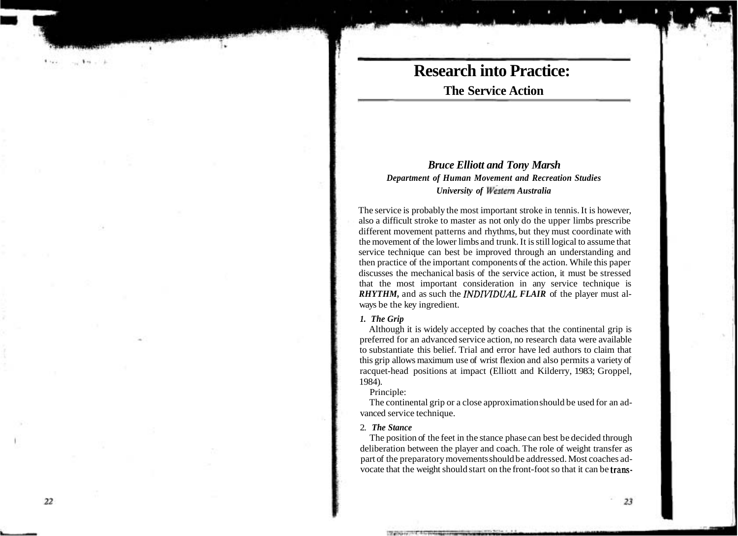# Research into Practice:

## The Service Action

***Bruce Elliott and Tony Marsh***

***Department of Human Movement and Recreation Studies***

***University of Western Australia***

The service is probably the most important stroke in tennis. It is however, also a difficult stroke to master as not only do the upper limbs prescribe different movement patterns and rhythms, but they must coordinate with the movement of the lower limbs and trunk. It is still logical to assume that service technique can best be improved through an understanding and then practice of the important components of the action. While this paper discusses the mechanical basis of the service action, it must be stressed that the most important consideration in any service technique is ***RHYTHM,*** and as such the ***INDIVIDUAL FLAIR*** of the player must always be the key ingredient.

### *1. The Grip*

Although it is widely accepted by coaches that the continental grip is preferred for an advanced service action, no research data were available to substantiate this belief. Trial and error have led authors to claim that this grip allows maximum use of wrist flexion and also permits a variety of racquet-head positions at impact (Elliott and Kilderry, 1983; Groppel, 1984).

Principle:

The continental grip or a close approximation should be used for an advanced service technique.

### 2. *The Stance*

The position of the feet in the stance phase can best be decided through deliberation between the player and coach. The role of weight transfer as part of the preparatory movements should be addressed. Most coaches advocate that the weight should start on the front-foot so that it can be trans-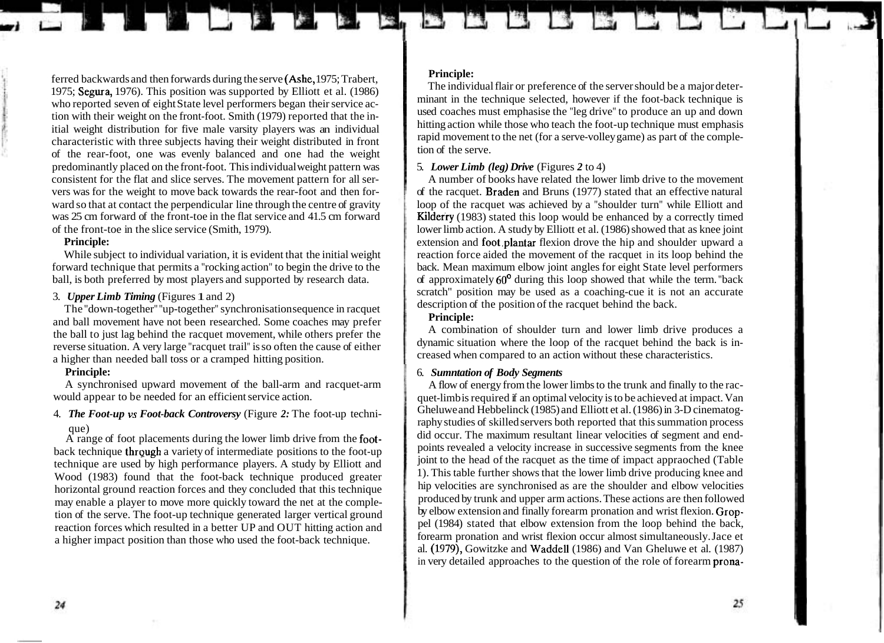ferred backwards and then forwards during the serve (Ashe, 1975; Trabert, 1975; Segura, 1976). This position was supported by Elliott et al. (1986) who reported seven of eight State level performers began their service action with their weight on the front-foot. Smith (1979) reported that the initial weight distribution for five male varsity players was an individual characteristic with three subjects having their weight distributed in front of the rear-foot, one was evenly balanced and one had the weight predominantly placed on the front-foot. This individual weight pattern was consistent for the flat and slice serves. The movement pattern for all servers was for the weight to move back towards the rear-foot and then forward so that at contact the perpendicular line through the centre of gravity was 25 cm forward of the front-toe in the flat service and 41.5 cm forward of the front-toe in the slice service (Smith, 1979).

**Principle:**

While subject to individual variation, it is evident that the initial weight forward technique that permits a "rocking action" to begin the drive to the ball, is both preferred by most players and supported by research data.

3. ***Upper Limb Timing*** (Figures **1** and 2)

The "down-together" "up-together" synchronisation sequence in racquet and ball movement have not been researched. Some coaches may prefer the ball to just lag behind the racquet movement, while others prefer the reverse situation. A very large "racquet trail" is so often the cause of either a higher than needed ball toss or a cramped hitting position.

**Principle:**

A synchronised upward movement of the ball-arm and racquet-arm would appear to be needed for an efficient service action.

4. ***The Foot-up vs Foot-back Controversy*** (Figure ***2:*** The foot-up technique)

A range of foot placements during the lower limb drive from the foot-back technique through a variety of intermediate positions to the foot-up technique are used by high performance players. A study by Elliott and Wood (1983) found that the foot-back technique produced greater horizontal ground reaction forces and they concluded that this technique may enable a player to move more quickly toward the net at the completion of the serve. The foot-up technique generated larger vertical ground reaction forces which resulted in a better UP and OUT hitting action and a higher impact position than those who used the foot-back technique.

**Principle:**

The individual flair or preference of the server should be a major determinant in the technique selected, however if the foot-back technique is used coaches must emphasise the "leg drive" to produce an up and down hitting action while those who teach the foot-up technique must emphasis rapid movement to the net (for a serve-volley game) as part of the completion of the serve.

5. ***Lower Limb (leg) Drive*** (Figures ***2*** to 4)

A number of books have related the lower limb drive to the movement of the racquet. Braden and Bruns (1977) stated that an effective natural loop of the racquet was achieved by a "shoulder turn" while Elliott and Kilderry (1983) stated this loop would be enhanced by a correctly timed lower limb action. A study by Elliott et al. (1986) showed that as knee joint extension and foot plantar flexion drove the hip and shoulder upward a reaction force aided the movement of the racquet in its loop behind the back. Mean maximum elbow joint angles for eight State level performers of approximately 60° during this loop showed that while the term. "back scratch" position may be used as a coaching-cue it is not an accurate description of the position of the racquet behind the back.

**Principle:**

A combination of shoulder turn and lower limb drive produces a dynamic situation where the loop of the racquet behind the back is increased when compared to an action without these characteristics.

6. ***Sumntation of Body Segments***

A flow of energy from the lower limbs to the trunk and finally to the racquet-limb is required if an optimal velocity is to be achieved at impact. Van Gheluwe and Hebbelinck (1985) and Elliott et al. (1986) in 3-D cinematography studies of skilled servers both reported that this summation process did occur. The maximum resultant linear velocities of segment and endpoints revealed a velocity increase in successive segments from the knee joint to the head of the racquet as the time of impact appraoched (Table 1). This table further shows that the lower limb drive producing knee and hip velocities are synchronised as are the shoulder and elbow velocities produced by trunk and upper arm actions. These actions are then followed by elbow extension and finally forearm pronation and wrist flexion. Groppel (1984) stated that elbow extension from the loop behind the back, forearm pronation and wrist flexion occur almost simultaneously. Jace et al. (1979), Gowitzke and Waddell (1986) and Van Gheluwe et al. (1987) in very detailed approaches to the question of the role of forearm prona-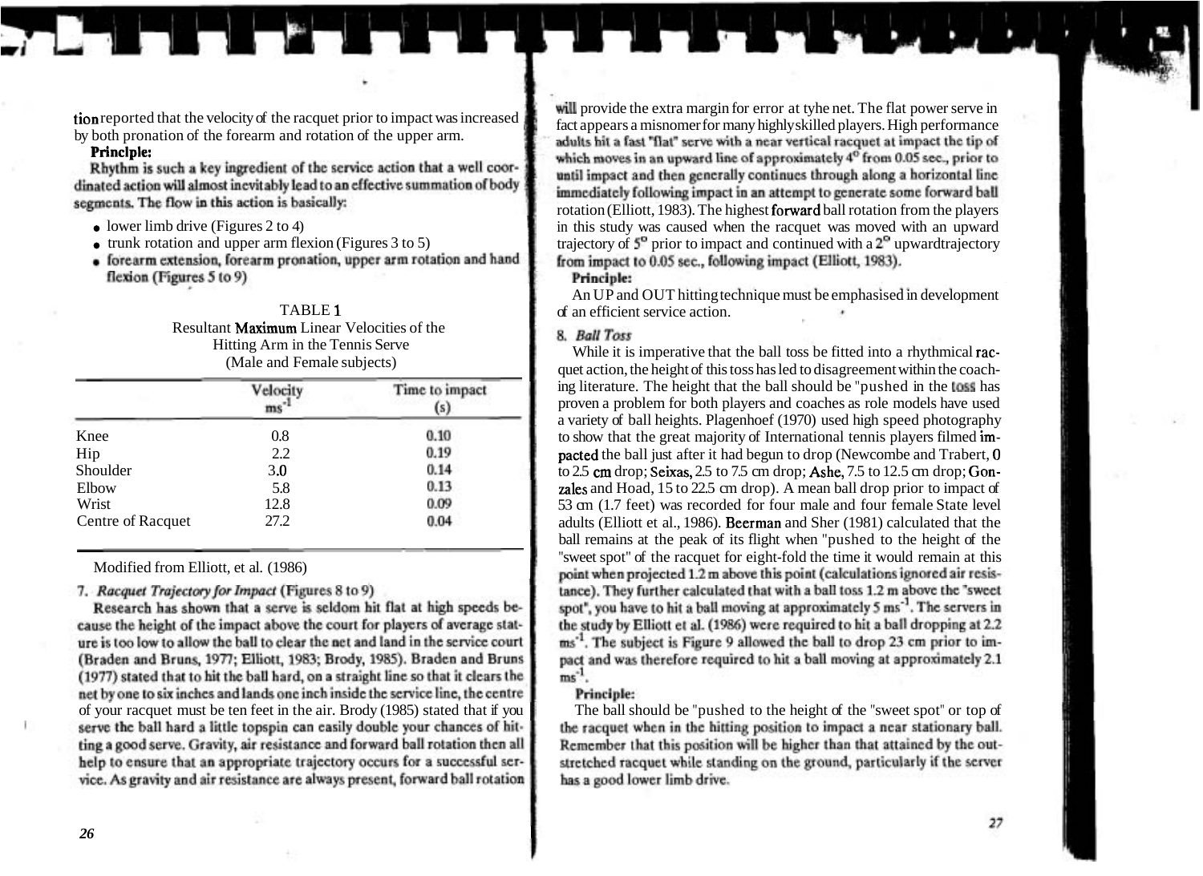tion reported that the velocity of the racquet prior to impact was increased by both pronation of the forearm and rotation of the upper arm.

**Principle:**

Rhythm is such a key ingredient of the service action that a well coordinated action will almost inevitably lead to an effective summation of body segments. The flow in this action is basically:

- lower limb drive (Figures 2 to 4)
- trunk rotation and upper arm flexion (Figures 3 to 5)
- forearm extension, forearm pronation, upper arm rotation and hand flexion (Figures 5 to 9)

TABLE 1
Resultant Maximum Linear Velocities of the Hitting Arm in the Tennis Serve
(Male and Female subjects)

| | Velocity $ms^{-1}$ | Time to impact (s) |
|---|---|---|
| Knee | 0.8 | 0.10 |
| Hip | 2.2 | 0.19 |
| Shoulder | 3.0 | 0.14 |
| Elbow | 5.8 | 0.13 |
| Wrist | 12.8 | 0.09 |
| Centre of Racquet | 27.2 | 0.04 |

Modified from Elliott, et al. (1986)

### 7. *Racquet Trajectory for Impact* (Figures 8 to 9)

Research has shown that a serve is seldom hit flat at high speeds because the height of the impact above the court for players of average stature is too low to allow the ball to clear the net and land in the service court (Braden and Bruns, 1977; Elliott, 1983; Brody, 1985). Braden and Bruns (1977) stated that to hit the ball hard, on a straight line so that it clears the net by one to six inches and lands one inch inside the service line, the centre of your racquet must be ten feet in the air. Brody (1985) stated that if you serve the ball hard a little topspin can easily double your chances of hitting a good serve. Gravity, air resistance and forward ball rotation then all help to ensure that an appropriate trajectory occurs for a successful service. As gravity and air resistance are always present, forward ball rotation will provide the extra margin for error at tyhe net. The flat power serve in fact appears a misnomer for many highly skilled players. High performance adults hit a fast "flat" serve with a near vertical racquet at impact the tip of which moves in an upward line of approximately 4° from 0.05 sec., prior to until impact and then generally continues through along a horizontal line immediately following impact in an attempt to generate some forward ball rotation (Elliott, 1983). The highest forward ball rotation from the players in this study was caused when the racquet was moved with an upward trajectory of 5° prior to impact and continued with a 2° upwardtrajectory from impact to 0.05 sec., following impact (Elliott, 1983).

**Principle:**

An UP and OUT hitting technique must be emphasised in development of an efficient service action.

### 8. *Ball Toss*

While it is imperative that the ball toss be fitted into a rhythmical racquet action, the height of this toss has led to disagreement within the coaching literature. The height that the ball should be "pushed in the toss has proven a problem for both players and coaches as role models have used a variety of ball heights. Plagenhoef (1970) used high speed photography to show that the great majority of International tennis players filmed impacted the ball just after it had begun to drop (Newcombe and Trabert, 0 to 2.5 cm drop; Seixas, 2.5 to 7.5 cm drop; Ashe, 7.5 to 12.5 cm drop; Gonzales and Hoad, 15 to 22.5 cm drop). A mean ball drop prior to impact of 53 cm (1.7 feet) was recorded for four male and four female State level adults (Elliott et al., 1986). Beerman and Sher (1981) calculated that the ball remains at the peak of its flight when "pushed to the height of the "sweet spot" of the racquet for eight-fold the time it would remain at this point when projected 1.2 m above this point (calculations ignored air resistance). They further calculated that with a ball toss 1.2 m above the "sweet spot", you have to hit a ball moving at approximately 5 $ms^{-1}$. The servers in the study by Elliott et al. (1986) were required to hit a ball dropping at 2.2 $ms^{-1}$. The subject is Figure 9 allowed the ball to drop 23 cm prior to impact and was therefore required to hit a ball moving at approximately 2.1 $ms^{-1}$.

**Principle:**

The ball should be "pushed to the height of the "sweet spot" or top of the racquet when in the hitting position to impact a near stationary ball. Remember that this position will be higher than that attained by the outstretched racquet while standing on the ground, particularly if the server has a good lower limb drive.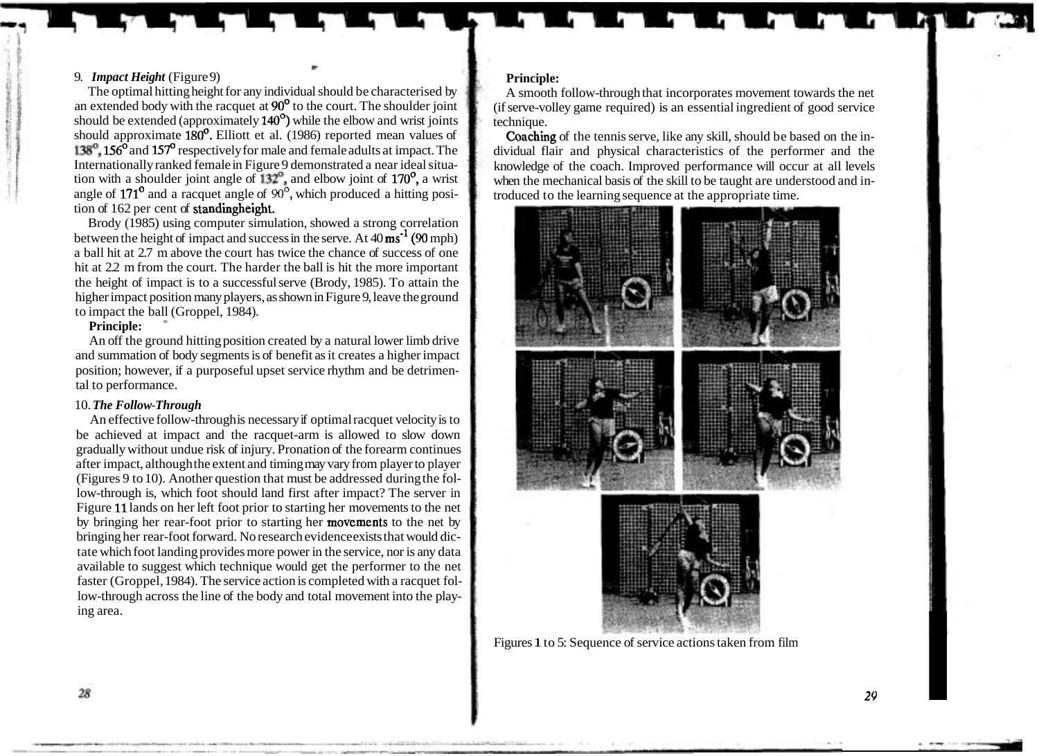9. ***Impact Height*** (Figure 9)

The optimal hitting height for any individual should be characterised by an extended body with the racquet at 90° to the court. The shoulder joint should be extended (approximately 140°) while the elbow and wrist joints should approximate 180°. Elliott et al. (1986) reported mean values of 138°, 156° and 157° respectively for male and female adults at impact. The Internationally ranked female in Figure 9 demonstrated a near ideal situation with a shoulder joint angle of 132°, and elbow joint of 170°, a wrist angle of 171° and a racquet angle of 90°, which produced a hitting position of 162 per cent of standingheight.

Brody (1985) using computer simulation, showed a strong correlation between the height of impact and success in the serve. At 40 $ms^{-1}$ (90 mph) a ball hit at 2.7 m above the court has twice the chance of success of one hit at 2.2 m from the court. The harder the ball is hit the more important the height of impact is to a successful serve (Brody, 1985). To attain the higher impact position many players, as shown in Figure 9, leave the ground to impact the ball (Groppel, 1984).

**Principle:**

An off the ground hitting position created by a natural lower limb drive and summation of body segments is of benefit as it creates a higher impact position; however, if a purposeful upset service rhythm and be detrimental to performance.

10. ***The Follow-Through***

An effective follow-through is necessary if optimal racquet velocity is to be achieved at impact and the racquet-arm is allowed to slow down gradually without undue risk of injury. Pronation of the forearm continues after impact, although the extent and timing may vary from player to player (Figures 9 to 10). Another question that must be addressed during the follow-through is, which foot should land first after impact? The server in Figure 11 lands on her left foot prior to starting her movements to the net by bringing her rear-foot prior to starting her movements to the net by bringing her rear-foot forward. No research evidence exists that would dictate which foot landing provides more power in the service, nor is any data available to suggest which technique would get the performer to the net faster (Groppel, 1984). The service action is completed with a racquet follow-through across the line of the body and total movement into the playing area.

**Principle:**

A smooth follow-through that incorporates movement towards the net (if serve-volley game required) is an essential ingredient of good service technique.

Coaching of the tennis serve, like any skill, should be based on the individual flair and physical characteristics of the performer and the knowledge of the coach. Improved performance will occur at all levels when the mechanical basis of the skill to be taught are understood and introduced to the learning sequence at the appropriate time.

Figures 1 to 5: Sequence of service actions taken from film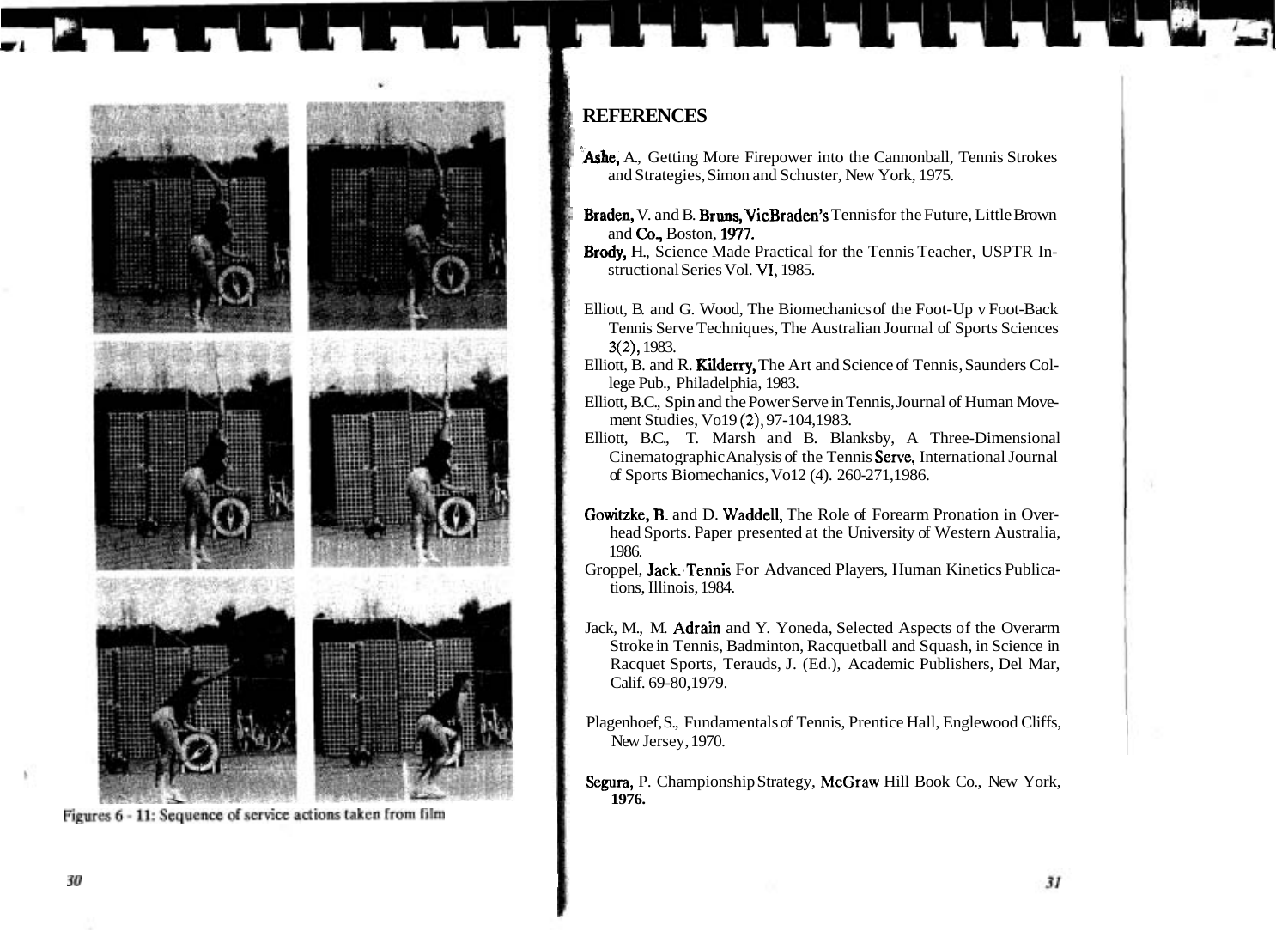Figures 6 - 11: Sequence of service actions taken from film

## REFERENCES

Ashe, A., Getting More Firepower into the Cannonball, Tennis Strokes and Strategies, Simon and Schuster, New York, 1975.

Braden, V. and B. Bruns, VicBraden's Tennis for the Future, Little Brown and Co., Boston, 1977.

Brody, H., Science Made Practical for the Tennis Teacher, USPTR Instructional Series Vol. VI, 1985.

Elliott, B. and G. Wood, The Biomechanics of the Foot-Up v Foot-Back Tennis Serve Techniques, The Australian Journal of Sports Sciences 3(2), 1983.

Elliott, B. and R. Kilderry, The Art and Science of Tennis, Saunders College Pub., Philadelphia, 1983.

Elliott, B.C., Spin and the Power Serve in Tennis, Journal of Human Movement Studies, Vo19 (2), 97-104,1983.

Elliott, B.C., T. Marsh and B. Blanksby, A Three-Dimensional Cinematographic Analysis of the Tennis Serve, International Journal of Sports Biomechanics, Vo12 (4). 260-271,1986.

Gowitzke, B. and D. Waddell, The Role of Forearm Pronation in Overhead Sports. Paper presented at the University of Western Australia, 1986.

Groppel, Jack. Tennis For Advanced Players, Human Kinetics Publications, Illinois, 1984.

Jack, M., M. Adrain and Y. Yoneda, Selected Aspects of the Overarm Stroke in Tennis, Badminton, Racquetball and Squash, in Science in Racquet Sports, Terauds, J. (Ed.), Academic Publishers, Del Mar, Calif. 69-80,1979.

Plagenhoef, S., Fundamentals of Tennis, Prentice Hall, Englewood Cliffs, New Jersey, 1970.

Segura, P. Championship Strategy, McGraw Hill Book Co., New York, 1976.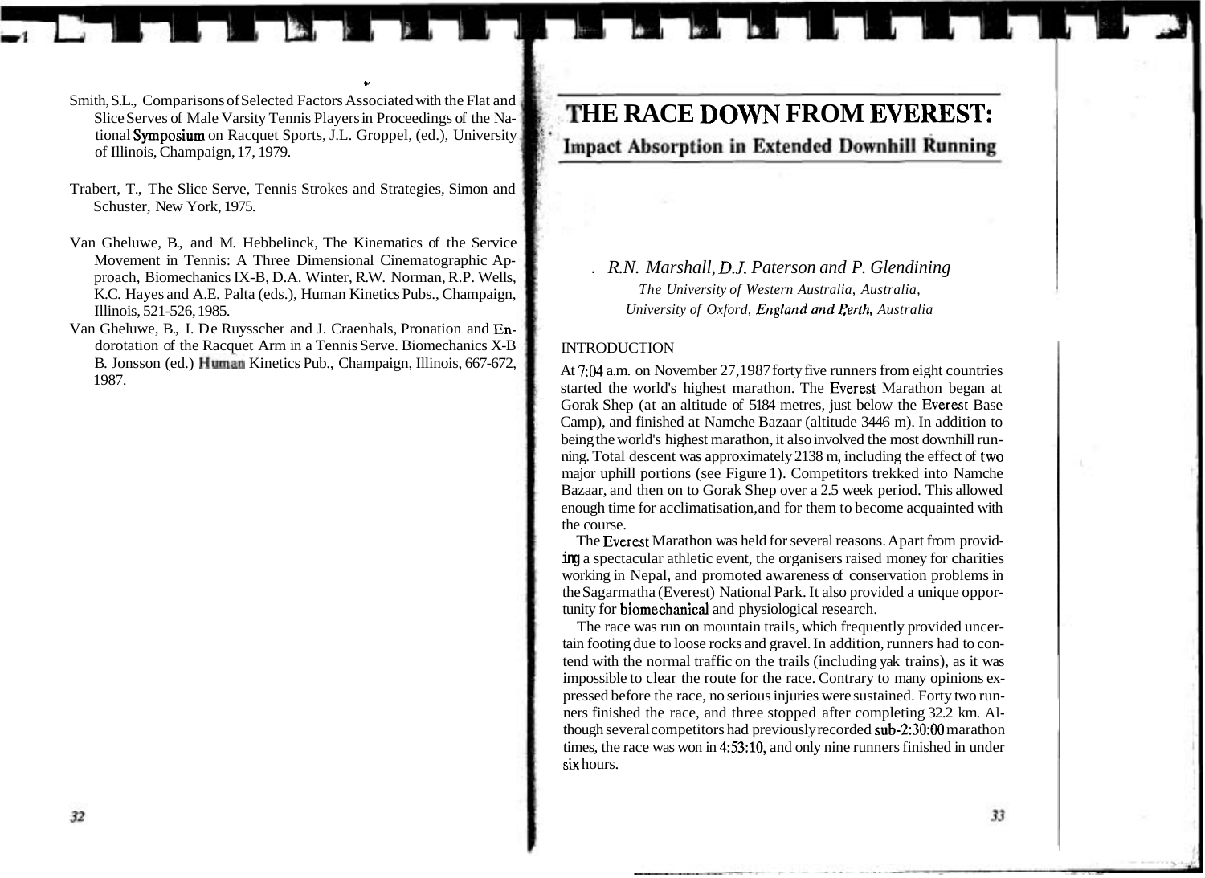Smith, S.L., Comparisons of Selected Factors Associated with the Flat and Slice Serves of Male Varsity Tennis Players in Proceedings of the National Symposium on Racquet Sports, J.L. Groppel, (ed.), University of Illinois, Champaign, 17, 1979.

Trabert, T., The Slice Serve, Tennis Strokes and Strategies, Simon and Schuster, New York, 1975.

Van Gheluwe, B., and M. Hebbelinck, The Kinematics of the Service Movement in Tennis: A Three Dimensional Cinematographic Approach, Biomechanics IX-B, D.A. Winter, R.W. Norman, R.P. Wells, K.C. Hayes and A.E. Palta (eds.), Human Kinetics Pubs., Champaign, Illinois, 521-526, 1985.

Van Gheluwe, B., I. De Ruysscher and J. Craenhals, Pronation and Endorotation of the Racquet Arm in a Tennis Serve. Biomechanics X-B B. Jonsson (ed.) Human Kinetics Pub., Champaign, Illinois, 667-672, 1987.

# THE RACE DOWN FROM EVEREST:

## Impact Absorption in Extended Downhill Running

*R.N. Marshall, D.J. Paterson and P. Glendining*

*The University of Western Australia, Australia,*
*University of Oxford, England and Perth, Australia*

## INTRODUCTION

At 7:04 a.m. on November 27, 1987 forty five runners from eight countries started the world's highest marathon. The Everest Marathon began at Gorak Shep (at an altitude of 5184 metres, just below the Everest Base Camp), and finished at Namche Bazaar (altitude 3446 m). In addition to being the world's highest marathon, it also involved the most downhill running. Total descent was approximately 2138 m, including the effect of two major uphill portions (see Figure 1). Competitors trekked into Namche Bazaar, and then on to Gorak Shep over a 2.5 week period. This allowed enough time for acclimatisation, and for them to become acquainted with the course.

The Everest Marathon was held for several reasons. Apart from providing a spectacular athletic event, the organisers raised money for charities working in Nepal, and promoted awareness of conservation problems in the Sagarmatha (Everest) National Park. It also provided a unique opportunity for biomechanical and physiological research.

The race was run on mountain trails, which frequently provided uncertain footing due to loose rocks and gravel. In addition, runners had to contend with the normal traffic on the trails (including yak trains), as it was impossible to clear the route for the race. Contrary to many opinions expressed before the race, no serious injuries were sustained. Forty two runners finished the race, and three stopped after completing 32.2 km. Although several competitors had previously recorded sub-2:30:00 marathon times, the race was won in 4:53:10, and only nine runners finished in under six hours.